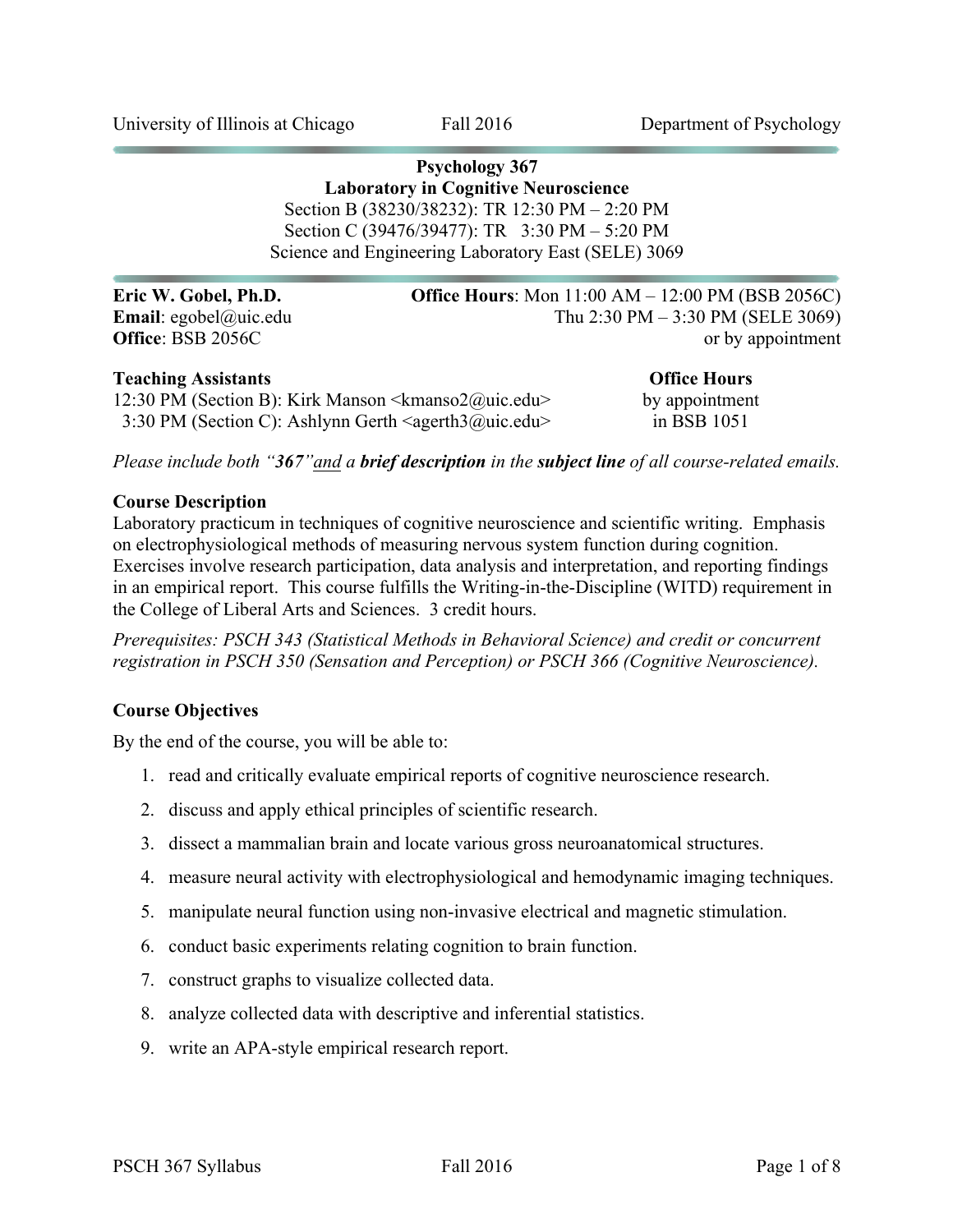University of Illinois at Chicago | Fall 2016 | Department of Psychology

# Psychology 367
## Laboratory in Cognitive Neuroscience

Section B (38230/38232): TR 12:30 PM – 2:20 PM
Section C (39476/39477): TR 3:30 PM – 5:20 PM
Science and Engineering Laboratory East (SELE) 3069

**Eric W. Gobel, Ph.D.**
**Email**: egobel@uic.edu
**Office**: BSB 2056C

**Office Hours**: Mon 11:00 AM – 12:00 PM (BSB 2056C)
Thu 2:30 PM – 3:30 PM (SELE 3069)
or by appointment

**Teaching Assistants**
12:30 PM (Section B): Kirk Manson <kmanso2@uic.edu>
3:30 PM (Section C): Ashlynn Gerth <agerth3@uic.edu>

**Office Hours**
by appointment
in BSB 1051

*Please include both "**367**" and a **brief description** in the **subject line** of all course-related emails.*

**Course Description**

Laboratory practicum in techniques of cognitive neuroscience and scientific writing. Emphasis on electrophysiological methods of measuring nervous system function during cognition. Exercises involve research participation, data analysis and interpretation, and reporting findings in an empirical report. This course fulfills the Writing-in-the-Discipline (WITD) requirement in the College of Liberal Arts and Sciences. 3 credit hours.

*Prerequisites: PSCH 343 (Statistical Methods in Behavioral Science) and credit or concurrent registration in PSCH 350 (Sensation and Perception) or PSCH 366 (Cognitive Neuroscience).*

**Course Objectives**

By the end of the course, you will be able to:

1. read and critically evaluate empirical reports of cognitive neuroscience research.
2. discuss and apply ethical principles of scientific research.
3. dissect a mammalian brain and locate various gross neuroanatomical structures.
4. measure neural activity with electrophysiological and hemodynamic imaging techniques.
5. manipulate neural function using non-invasive electrical and magnetic stimulation.
6. conduct basic experiments relating cognition to brain function.
7. construct graphs to visualize collected data.
8. analyze collected data with descriptive and inferential statistics.
9. write an APA-style empirical research report.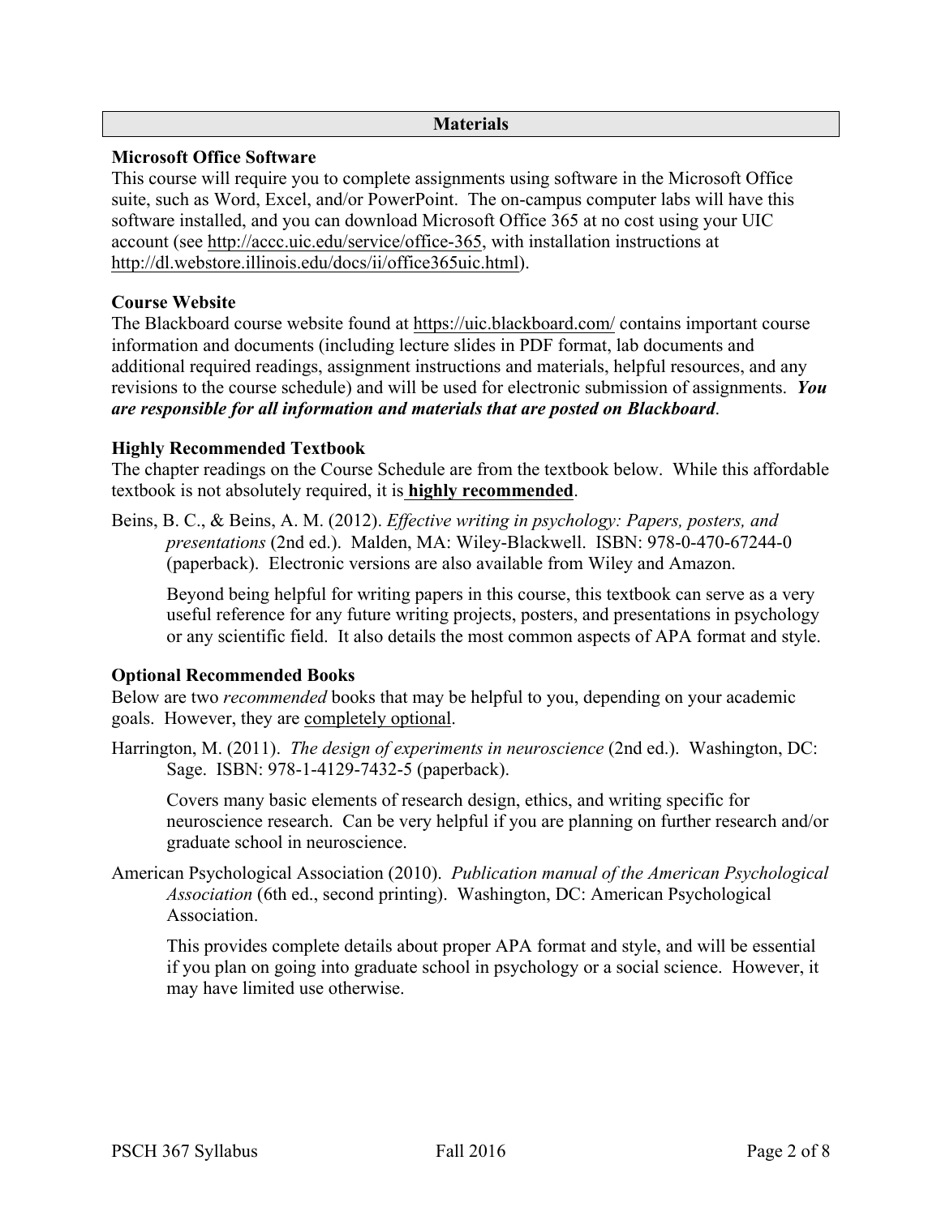## Materials

### Microsoft Office Software

This course will require you to complete assignments using software in the Microsoft Office suite, such as Word, Excel, and/or PowerPoint. The on-campus computer labs will have this software installed, and you can download Microsoft Office 365 at no cost using your UIC account (see http://accc.uic.edu/service/office-365, with installation instructions at http://dl.webstore.illinois.edu/docs/ii/office365uic.html).

### Course Website

The Blackboard course website found at https://uic.blackboard.com/ contains important course information and documents (including lecture slides in PDF format, lab documents and additional required readings, assignment instructions and materials, helpful resources, and any revisions to the course schedule) and will be used for electronic submission of assignments. ***You are responsible for all information and materials that are posted on Blackboard***.

### Highly Recommended Textbook

The chapter readings on the Course Schedule are from the textbook below. While this affordable textbook is not absolutely required, it is **highly recommended**.

Beins, B. C., & Beins, A. M. (2012). *Effective writing in psychology: Papers, posters, and presentations* (2nd ed.). Malden, MA: Wiley-Blackwell. ISBN: 978-0-470-67244-0 (paperback). Electronic versions are also available from Wiley and Amazon.

Beyond being helpful for writing papers in this course, this textbook can serve as a very useful reference for any future writing projects, posters, and presentations in psychology or any scientific field. It also details the most common aspects of APA format and style.

### Optional Recommended Books

Below are two *recommended* books that may be helpful to you, depending on your academic goals. However, they are completely optional.

Harrington, M. (2011). *The design of experiments in neuroscience* (2nd ed.). Washington, DC: Sage. ISBN: 978-1-4129-7432-5 (paperback).

Covers many basic elements of research design, ethics, and writing specific for neuroscience research. Can be very helpful if you are planning on further research and/or graduate school in neuroscience.

American Psychological Association (2010). *Publication manual of the American Psychological Association* (6th ed., second printing). Washington, DC: American Psychological Association.

This provides complete details about proper APA format and style, and will be essential if you plan on going into graduate school in psychology or a social science. However, it may have limited use otherwise.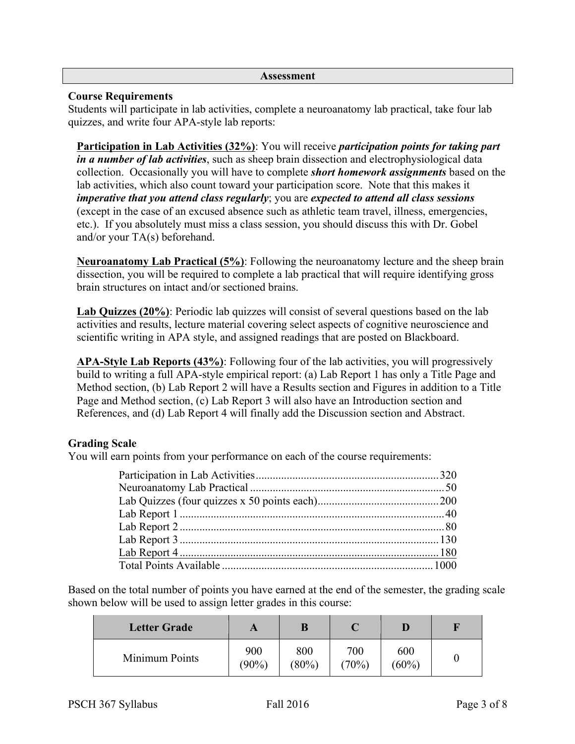## Assessment

### Course Requirements

Students will participate in lab activities, complete a neuroanatomy lab practical, take four lab quizzes, and write four APA-style lab reports:

**Participation in Lab Activities (32%)**: You will receive ***participation points for taking part in a number of lab activities***, such as sheep brain dissection and electrophysiological data collection. Occasionally you will have to complete ***short homework assignments*** based on the lab activities, which also count toward your participation score. Note that this makes it ***imperative that you attend class regularly***; you are ***expected to attend all class sessions*** (except in the case of an excused absence such as athletic team travel, illness, emergencies, etc.). If you absolutely must miss a class session, you should discuss this with Dr. Gobel and/or your TA(s) beforehand.

**Neuroanatomy Lab Practical (5%)**: Following the neuroanatomy lecture and the sheep brain dissection, you will be required to complete a lab practical that will require identifying gross brain structures on intact and/or sectioned brains.

**Lab Quizzes (20%)**: Periodic lab quizzes will consist of several questions based on the lab activities and results, lecture material covering select aspects of cognitive neuroscience and scientific writing in APA style, and assigned readings that are posted on Blackboard.

**APA-Style Lab Reports (43%)**: Following four of the lab activities, you will progressively build to writing a full APA-style empirical report: (a) Lab Report 1 has only a Title Page and Method section, (b) Lab Report 2 will have a Results section and Figures in addition to a Title Page and Method section, (c) Lab Report 3 will also have an Introduction section and References, and (d) Lab Report 4 will finally add the Discussion section and Abstract.

### Grading Scale

You will earn points from your performance on each of the course requirements:

| Requirement | Points |
|---|---|
| Participation in Lab Activities | 320 |
| Neuroanatomy Lab Practical | 50 |
| Lab Quizzes (four quizzes x 50 points each) | 200 |
| Lab Report 1 | 40 |
| Lab Report 2 | 80 |
| Lab Report 3 | 130 |
| Lab Report 4 | 180 |
| Total Points Available | 1000 |

Based on the total number of points you have earned at the end of the semester, the grading scale shown below will be used to assign letter grades in this course:

| Letter Grade | A | B | C | D | F |
|---|---|---|---|---|---|
| Minimum Points | 900 (90%) | 800 (80%) | 700 (70%) | 600 (60%) | 0 |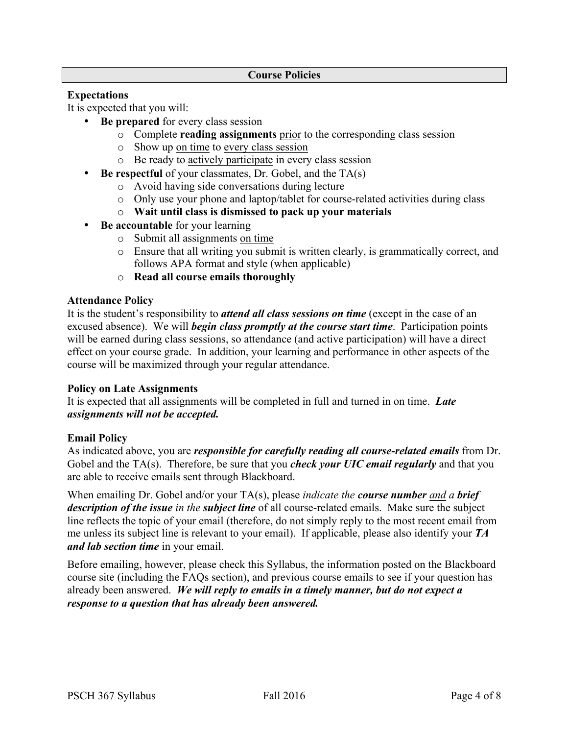## Course Policies

### Expectations

It is expected that you will:

- **Be prepared** for every class session
  - Complete **reading assignments** <u>prior</u> to the corresponding class session
  - Show up <u>on time</u> to <u>every class session</u>
  - Be ready to <u>actively participate</u> in every class session
- **Be respectful** of your classmates, Dr. Gobel, and the TA(s)
  - Avoid having side conversations during lecture
  - Only use your phone and laptop/tablet for course-related activities during class
  - **Wait until class is dismissed to pack up your materials**
- **Be accountable** for your learning
  - Submit all assignments <u>on time</u>
  - Ensure that all writing you submit is written clearly, is grammatically correct, and follows APA format and style (when applicable)
  - **Read all course emails thoroughly**

### Attendance Policy

It is the student's responsibility to ***attend all class sessions on time*** (except in the case of an excused absence). We will ***begin class promptly at the course start time***. Participation points will be earned during class sessions, so attendance (and active participation) will have a direct effect on your course grade. In addition, your learning and performance in other aspects of the course will be maximized through your regular attendance.

### Policy on Late Assignments

It is expected that all assignments will be completed in full and turned in on time. ***Late assignments will not be accepted.***

### Email Policy

As indicated above, you are ***responsible for carefully reading all course-related emails*** from Dr. Gobel and the TA(s). Therefore, be sure that you ***check your UIC email regularly*** and that you are able to receive emails sent through Blackboard.

When emailing Dr. Gobel and/or your TA(s), please *indicate the **course number** <u>and</u> a **brief description of the issue** in the **subject line*** of all course-related emails. Make sure the subject line reflects the topic of your email (therefore, do not simply reply to the most recent email from me unless its subject line is relevant to your email). If applicable, please also identify your ***TA and lab section time*** in your email.

Before emailing, however, please check this Syllabus, the information posted on the Blackboard course site (including the FAQs section), and previous course emails to see if your question has already been answered. ***We will reply to emails in a timely manner, but do not expect a response to a question that has already been answered.***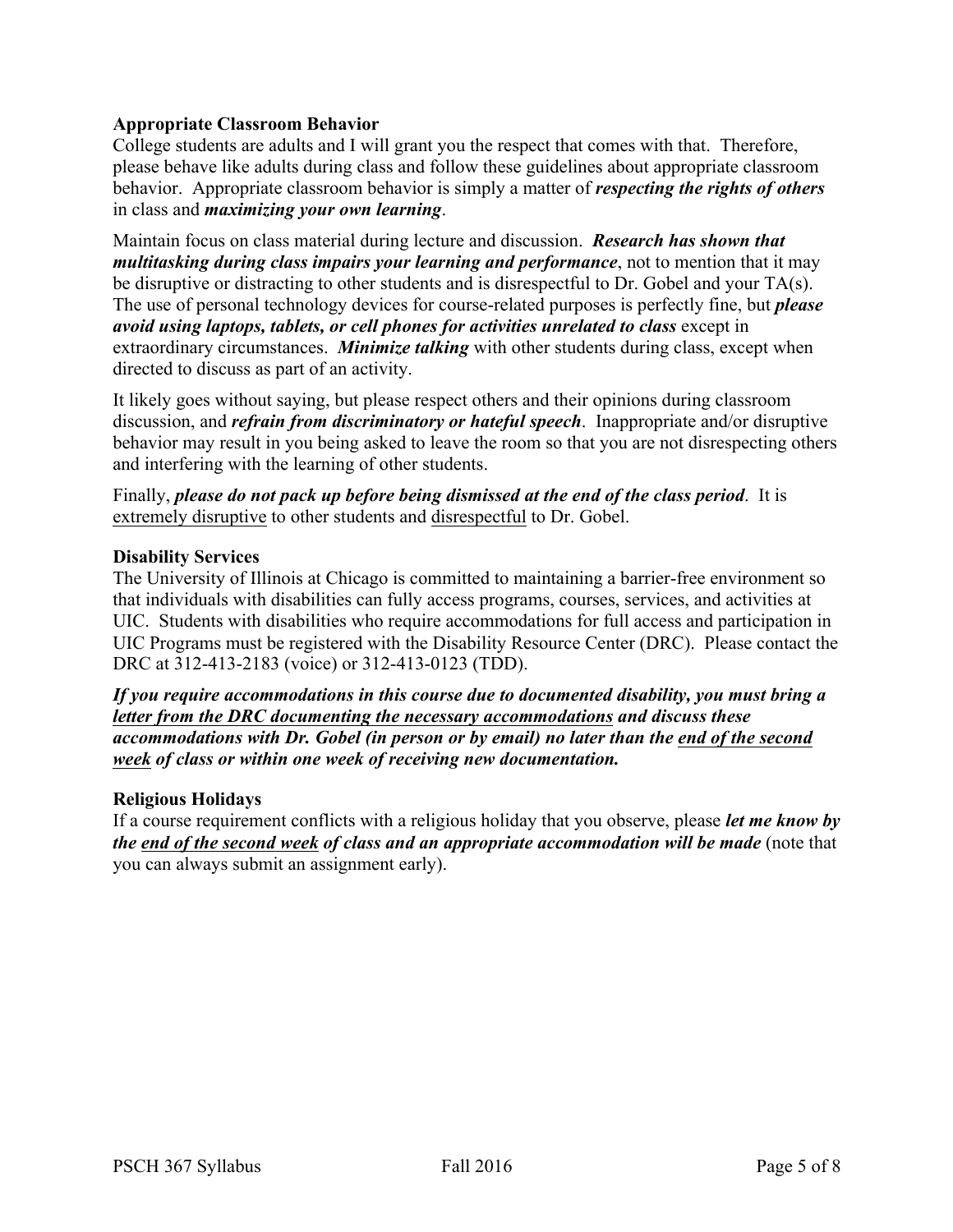### Appropriate Classroom Behavior

College students are adults and I will grant you the respect that comes with that. Therefore, please behave like adults during class and follow these guidelines about appropriate classroom behavior. Appropriate classroom behavior is simply a matter of ***respecting the rights of others*** in class and ***maximizing your own learning***.

Maintain focus on class material during lecture and discussion. ***Research has shown that multitasking during class impairs your learning and performance***, not to mention that it may be disruptive or distracting to other students and is disrespectful to Dr. Gobel and your TA(s). The use of personal technology devices for course-related purposes is perfectly fine, but ***please avoid using laptops, tablets, or cell phones for activities unrelated to class*** except in extraordinary circumstances. ***Minimize talking*** with other students during class, except when directed to discuss as part of an activity.

It likely goes without saying, but please respect others and their opinions during classroom discussion, and ***refrain from discriminatory or hateful speech***. Inappropriate and/or disruptive behavior may result in you being asked to leave the room so that you are not disrespecting others and interfering with the learning of other students.

Finally, ***please do not pack up before being dismissed at the end of the class period***. It is <u>extremely disruptive</u> to other students and <u>disrespectful</u> to Dr. Gobel.

### Disability Services

The University of Illinois at Chicago is committed to maintaining a barrier-free environment so that individuals with disabilities can fully access programs, courses, services, and activities at UIC. Students with disabilities who require accommodations for full access and participation in UIC Programs must be registered with the Disability Resource Center (DRC). Please contact the DRC at 312-413-2183 (voice) or 312-413-0123 (TDD).

***If you require accommodations in this course due to documented disability, you must bring a <u>letter from the DRC documenting the necessary accommodations</u> and discuss these accommodations with Dr. Gobel (in person or by email) no later than the <u>end of the second week</u> of class or within one week of receiving new documentation.***

### Religious Holidays

If a course requirement conflicts with a religious holiday that you observe, please ***let me know by the <u>end of the second week</u> of class and an appropriate accommodation will be made*** (note that you can always submit an assignment early).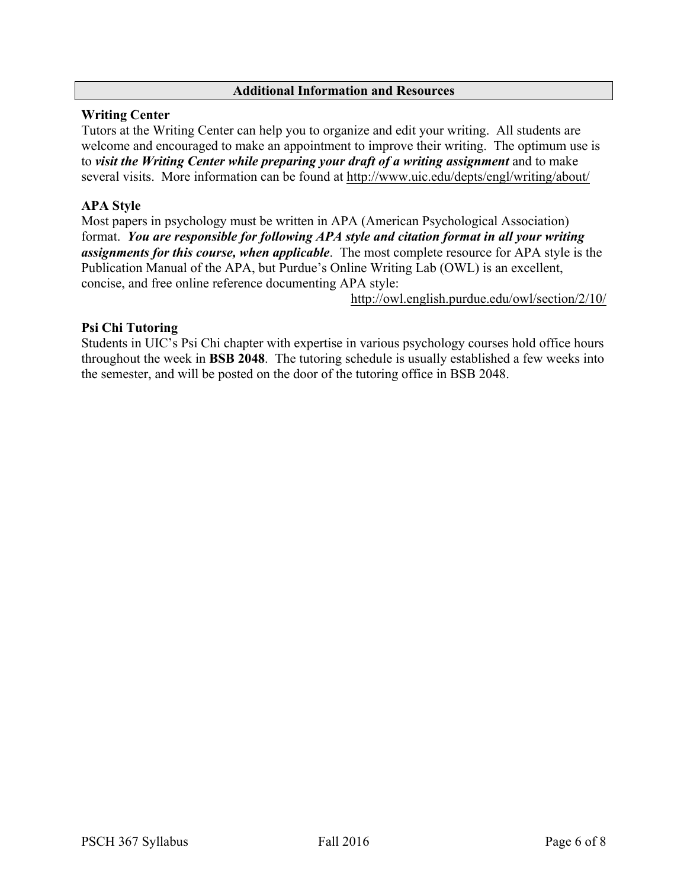## Additional Information and Resources

### Writing Center

Tutors at the Writing Center can help you to organize and edit your writing. All students are welcome and encouraged to make an appointment to improve their writing. The optimum use is to ***visit the Writing Center while preparing your draft of a writing assignment*** and to make several visits. More information can be found at http://www.uic.edu/depts/engl/writing/about/

### APA Style

Most papers in psychology must be written in APA (American Psychological Association) format. ***You are responsible for following APA style and citation format in all your writing assignments for this course, when applicable***. The most complete resource for APA style is the Publication Manual of the APA, but Purdue's Online Writing Lab (OWL) is an excellent, concise, and free online reference documenting APA style:
http://owl.english.purdue.edu/owl/section/2/10/

### Psi Chi Tutoring

Students in UIC's Psi Chi chapter with expertise in various psychology courses hold office hours throughout the week in **BSB 2048**. The tutoring schedule is usually established a few weeks into the semester, and will be posted on the door of the tutoring office in BSB 2048.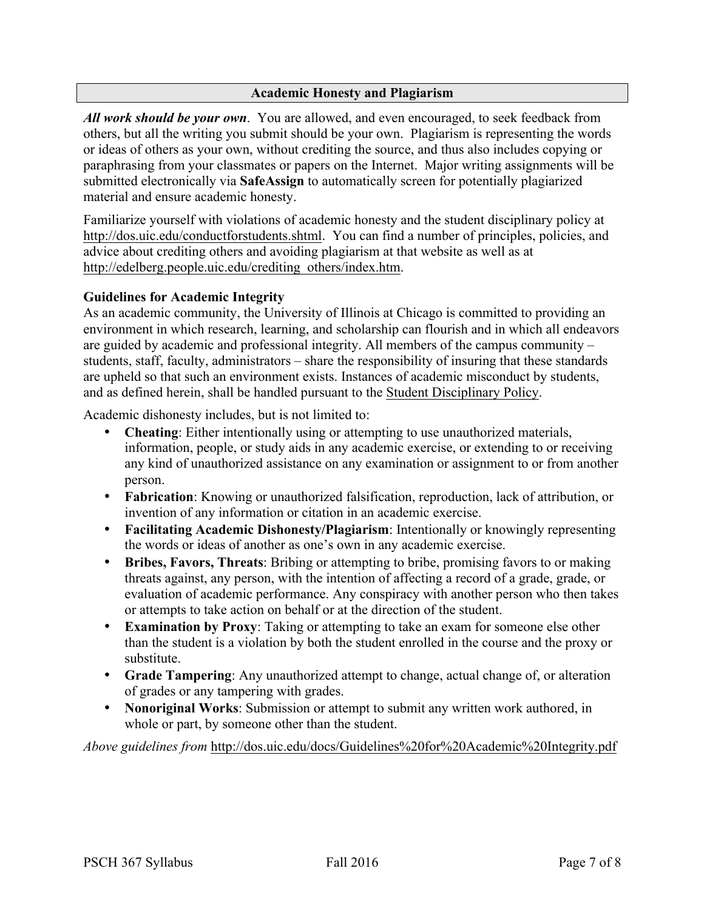## Academic Honesty and Plagiarism

***All work should be your own***. You are allowed, and even encouraged, to seek feedback from others, but all the writing you submit should be your own. Plagiarism is representing the words or ideas of others as your own, without crediting the source, and thus also includes copying or paraphrasing from your classmates or papers on the Internet. Major writing assignments will be submitted electronically via **SafeAssign** to automatically screen for potentially plagiarized material and ensure academic honesty.

Familiarize yourself with violations of academic honesty and the student disciplinary policy at http://dos.uic.edu/conductforstudents.shtml. You can find a number of principles, policies, and advice about crediting others and avoiding plagiarism at that website as well as at http://edelberg.people.uic.edu/crediting_others/index.htm.

### Guidelines for Academic Integrity

As an academic community, the University of Illinois at Chicago is committed to providing an environment in which research, learning, and scholarship can flourish and in which all endeavors are guided by academic and professional integrity. All members of the campus community – students, staff, faculty, administrators – share the responsibility of insuring that these standards are upheld so that such an environment exists. Instances of academic misconduct by students, and as defined herein, shall be handled pursuant to the Student Disciplinary Policy.

Academic dishonesty includes, but is not limited to:

- **Cheating**: Either intentionally using or attempting to use unauthorized materials, information, people, or study aids in any academic exercise, or extending to or receiving any kind of unauthorized assistance on any examination or assignment to or from another person.
- **Fabrication**: Knowing or unauthorized falsification, reproduction, lack of attribution, or invention of any information or citation in an academic exercise.
- **Facilitating Academic Dishonesty/Plagiarism**: Intentionally or knowingly representing the words or ideas of another as one's own in any academic exercise.
- **Bribes, Favors, Threats**: Bribing or attempting to bribe, promising favors to or making threats against, any person, with the intention of affecting a record of a grade, grade, or evaluation of academic performance. Any conspiracy with another person who then takes or attempts to take action on behalf or at the direction of the student.
- **Examination by Proxy**: Taking or attempting to take an exam for someone else other than the student is a violation by both the student enrolled in the course and the proxy or substitute.
- **Grade Tampering**: Any unauthorized attempt to change, actual change of, or alteration of grades or any tampering with grades.
- **Nonoriginal Works**: Submission or attempt to submit any written work authored, in whole or part, by someone other than the student.

*Above guidelines from* http://dos.uic.edu/docs/Guidelines%20for%20Academic%20Integrity.pdf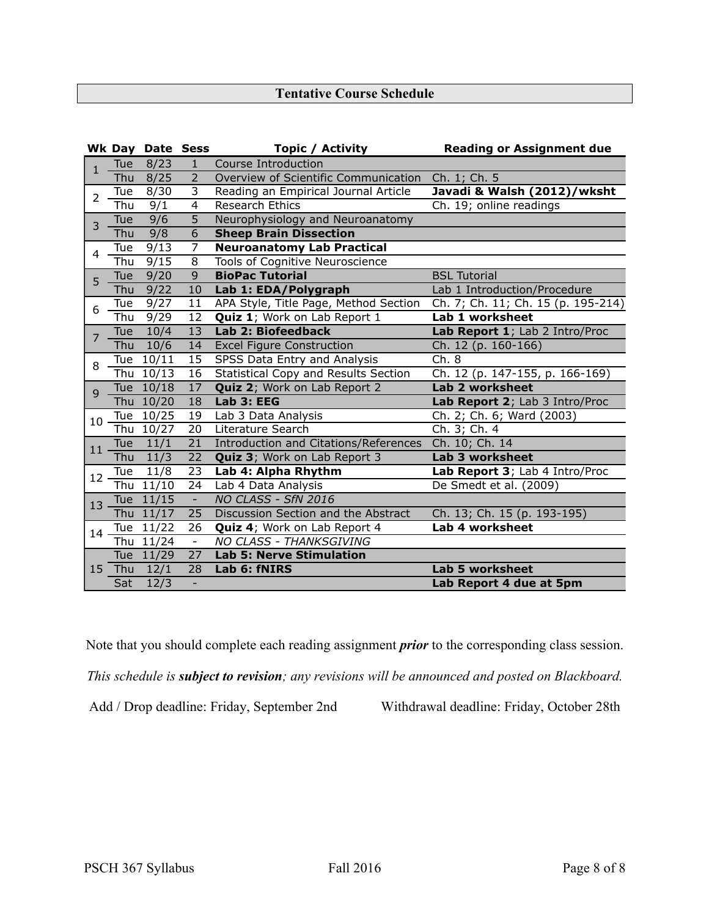## Tentative Course Schedule

| Wk | Day | Date | Sess | Topic / Activity | Reading or Assignment due |
|---|---|---|---|---|---|
| 1 | Tue | 8/23 | 1 | Course Introduction | |
| | Thu | 8/25 | 2 | Overview of Scientific Communication | Ch. 1; Ch. 5 |
| 2 | Tue | 8/30 | 3 | Reading an Empirical Journal Article | **Javadi & Walsh (2012)/wksht** |
| | Thu | 9/1 | 4 | Research Ethics | Ch. 19; online readings |
| 3 | Tue | 9/6 | 5 | Neurophysiology and Neuroanatomy | |
| | Thu | 9/8 | 6 | **Sheep Brain Dissection** | |
| 4 | Tue | 9/13 | 7 | **Neuroanatomy Lab Practical** | |
| | Thu | 9/15 | 8 | Tools of Cognitive Neuroscience | |
| 5 | Tue | 9/20 | 9 | **BioPac Tutorial** | BSL Tutorial |
| | Thu | 9/22 | 10 | **Lab 1: EDA/Polygraph** | Lab 1 Introduction/Procedure |
| 6 | Tue | 9/27 | 11 | APA Style, Title Page, Method Section | Ch. 7; Ch. 11; Ch. 15 (p. 195-214) |
| | Thu | 9/29 | 12 | **Quiz 1**; Work on Lab Report 1 | **Lab 1 worksheet** |
| 7 | Tue | 10/4 | 13 | **Lab 2: Biofeedback** | **Lab Report 1**; Lab 2 Intro/Proc |
| | Thu | 10/6 | 14 | Excel Figure Construction | Ch. 12 (p. 160-166) |
| 8 | Tue | 10/11 | 15 | SPSS Data Entry and Analysis | Ch. 8 |
| | Thu | 10/13 | 16 | Statistical Copy and Results Section | Ch. 12 (p. 147-155, p. 166-169) |
| 9 | Tue | 10/18 | 17 | **Quiz 2**; Work on Lab Report 2 | **Lab 2 worksheet** |
| | Thu | 10/20 | 18 | **Lab 3: EEG** | **Lab Report 2**; Lab 3 Intro/Proc |
| 10 | Tue | 10/25 | 19 | Lab 3 Data Analysis | Ch. 2; Ch. 6; Ward (2003) |
| | Thu | 10/27 | 20 | Literature Search | Ch. 3; Ch. 4 |
| 11 | Tue | 11/1 | 21 | Introduction and Citations/References | Ch. 10; Ch. 14 |
| | Thu | 11/3 | 22 | **Quiz 3**; Work on Lab Report 3 | **Lab 3 worksheet** |
| 12 | Tue | 11/8 | 23 | **Lab 4: Alpha Rhythm** | **Lab Report 3**; Lab 4 Intro/Proc |
| | Thu | 11/10 | 24 | Lab 4 Data Analysis | De Smedt et al. (2009) |
| 13 | Tue | 11/15 | - | *NO CLASS - SfN 2016* | |
| | Thu | 11/17 | 25 | Discussion Section and the Abstract | Ch. 13; Ch. 15 (p. 193-195) |
| 14 | Tue | 11/22 | 26 | **Quiz 4**; Work on Lab Report 4 | **Lab 4 worksheet** |
| | Thu | 11/24 | - | *NO CLASS - THANKSGIVING* | |
| 15 | Tue | 11/29 | 27 | **Lab 5: Nerve Stimulation** | |
| | Thu | 12/1 | 28 | **Lab 6: fNIRS** | **Lab 5 worksheet** |
| | Sat | 12/3 | - | | **Lab Report 4 due at 5pm** |

Note that you should complete each reading assignment ***prior*** to the corresponding class session.

*This schedule is **subject to revision**; any revisions will be announced and posted on Blackboard.*

Add / Drop deadline: Friday, September 2nd        Withdrawal deadline: Friday, October 28th